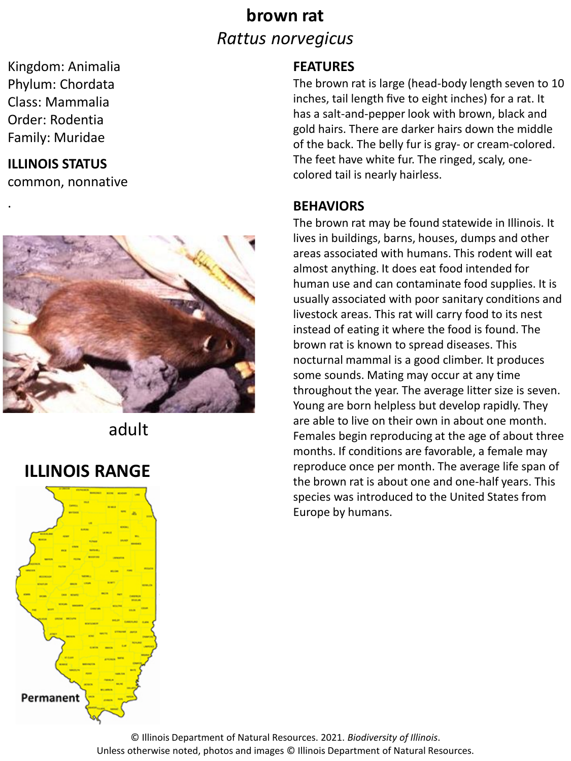# brown rat

*Rattus norvegicus*

Kingdom: Animalia
Phylum: Chordata
Class: Mammalia
Order: Rodentia
Family: Muridae

**ILLINOIS STATUS**

common, nonnative

.

adult

**ILLINOIS RANGE**

Permanent

## FEATURES

The brown rat is large (head-body length seven to 10 inches, tail length five to eight inches) for a rat. It has a salt-and-pepper look with brown, black and gold hairs. There are darker hairs down the middle of the back. The belly fur is gray- or cream-colored. The feet have white fur. The ringed, scaly, one-colored tail is nearly hairless.

## BEHAVIORS

The brown rat may be found statewide in Illinois. It lives in buildings, barns, houses, dumps and other areas associated with humans. This rodent will eat almost anything. It does eat food intended for human use and can contaminate food supplies. It is usually associated with poor sanitary conditions and livestock areas. This rat will carry food to its nest instead of eating it where the food is found. The brown rat is known to spread diseases. This nocturnal mammal is a good climber. It produces some sounds. Mating may occur at any time throughout the year. The average litter size is seven. Young are born helpless but develop rapidly. They are able to live on their own in about one month. Females begin reproducing at the age of about three months. If conditions are favorable, a female may reproduce once per month. The average life span of the brown rat is about one and one-half years. This species was introduced to the United States from Europe by humans.

© Illinois Department of Natural Resources. 2021. *Biodiversity of Illinois*.
Unless otherwise noted, photos and images © Illinois Department of Natural Resources.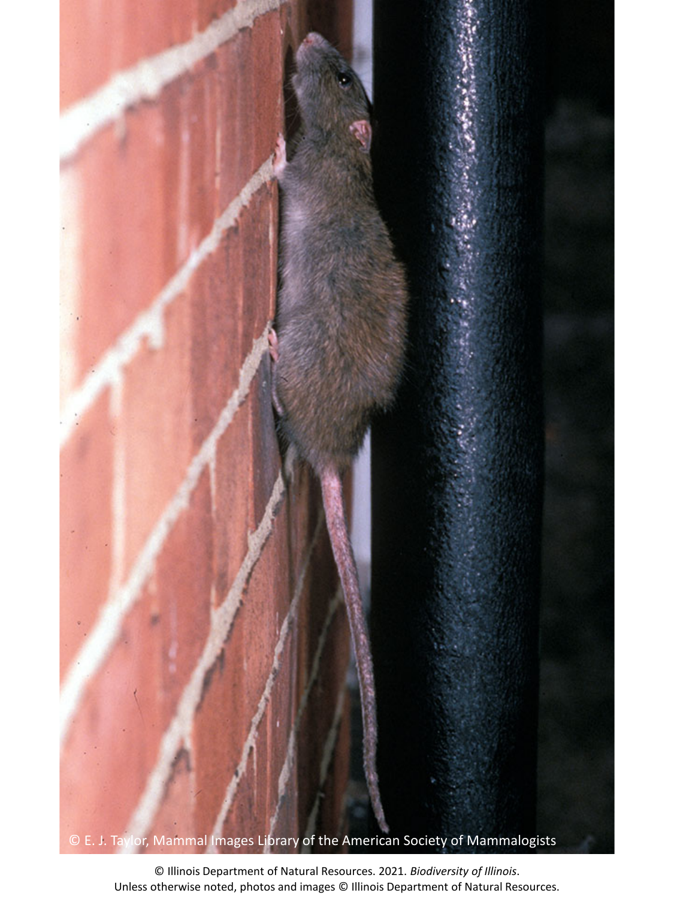© E. J. Taylor, Mammal Images Library of the American Society of Mammalogists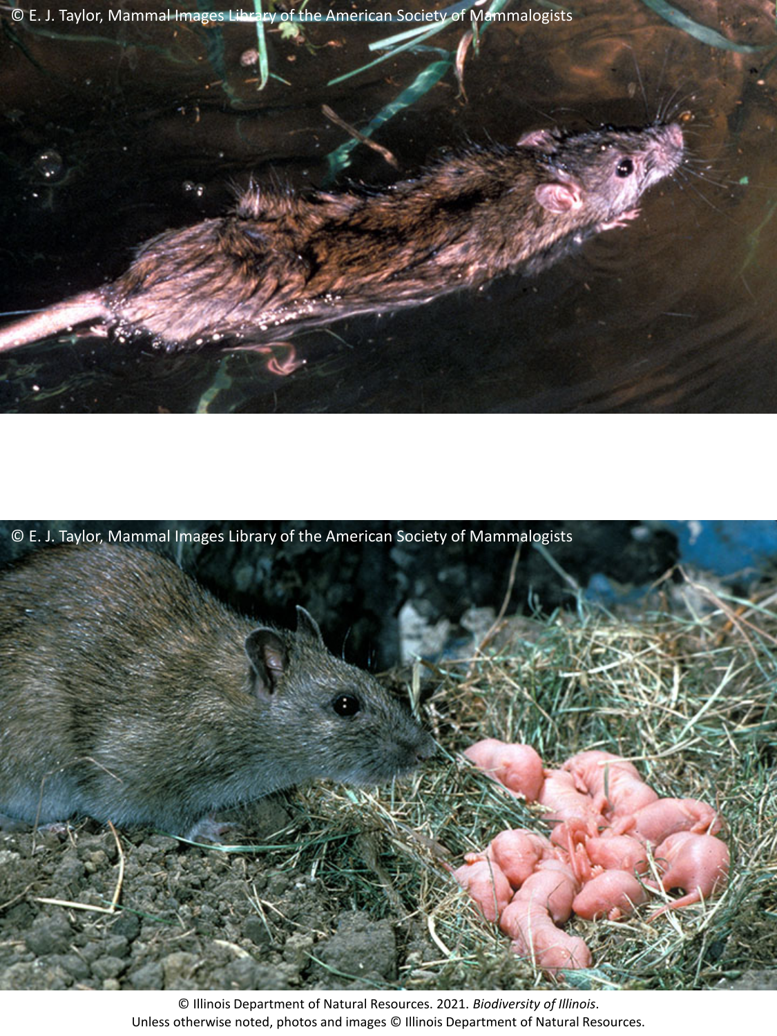© E. J. Taylor, Mammal Images Library of the American Society of Mammalogists

© E. J. Taylor, Mammal Images Library of the American Society of Mammalogists

© Illinois Department of Natural Resources. 2021. *Biodiversity of Illinois*.
Unless otherwise noted, photos and images © Illinois Department of Natural Resources.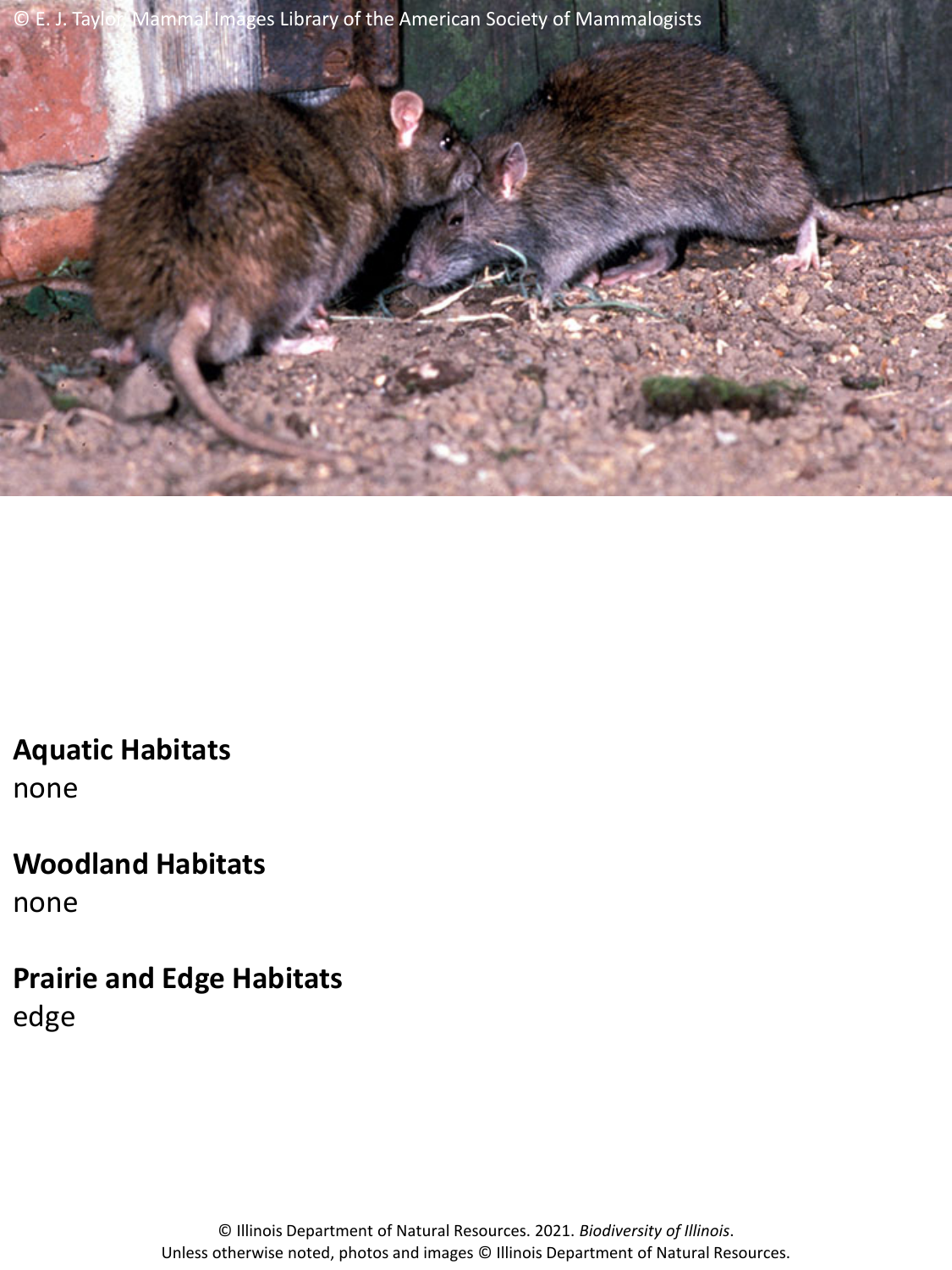**Aquatic Habitats**
none

**Woodland Habitats**
none

**Prairie and Edge Habitats**
edge